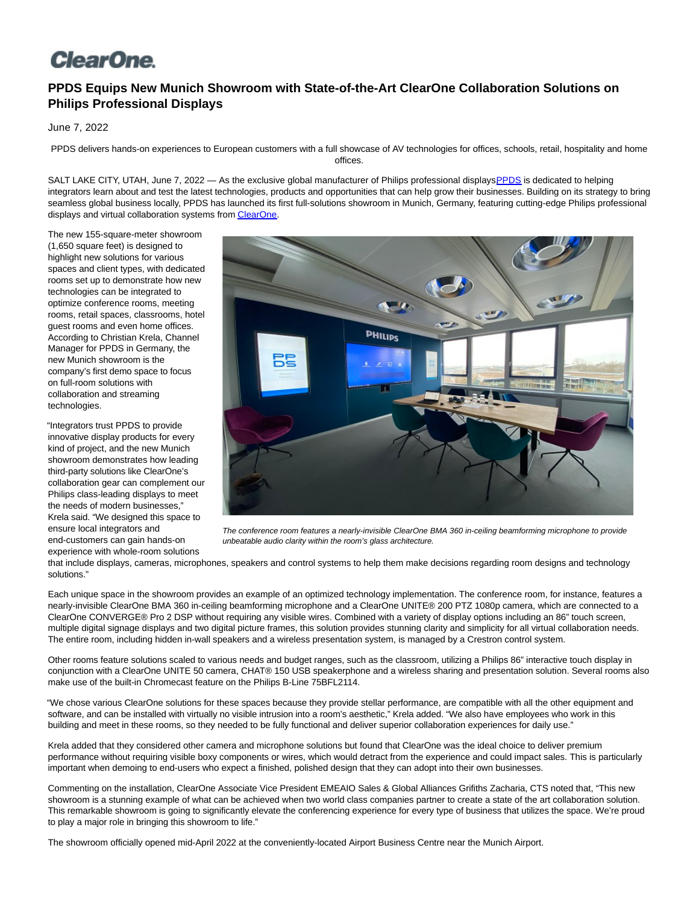ClearOne.

# PPDS Equips New Munich Showroom with State-of-the-Art ClearOne Collaboration Solutions on Philips Professional Displays

June 7, 2022

PPDS delivers hands-on experiences to European customers with a full showcase of AV technologies for offices, schools, retail, hospitality and home offices.

SALT LAKE CITY, UTAH, June 7, 2022 — As the exclusive global manufacturer of Philips professional displaysPPDS is dedicated to helping integrators learn about and test the latest technologies, products and opportunities that can help grow their businesses. Building on its strategy to bring seamless global business locally, PPDS has launched its first full-solutions showroom in Munich, Germany, featuring cutting-edge Philips professional displays and virtual collaboration systems from ClearOne.

The new 155-square-meter showroom (1,650 square feet) is designed to highlight new solutions for various spaces and client types, with dedicated rooms set up to demonstrate how new technologies can be integrated to optimize conference rooms, meeting rooms, retail spaces, classrooms, hotel guest rooms and even home offices. According to Christian Krela, Channel Manager for PPDS in Germany, the new Munich showroom is the company's first demo space to focus on full-room solutions with collaboration and streaming technologies.

*The conference room features a nearly-invisible ClearOne BMA 360 in-ceiling beamforming microphone to provide unbeatable audio clarity within the room's glass architecture.*

"Integrators trust PPDS to provide innovative display products for every kind of project, and the new Munich showroom demonstrates how leading third-party solutions like ClearOne's collaboration gear can complement our Philips class-leading displays to meet the needs of modern businesses," Krela said. "We designed this space to ensure local integrators and end-customers can gain hands-on experience with whole-room solutions that include displays, cameras, microphones, speakers and control systems to help them make decisions regarding room designs and technology solutions."

Each unique space in the showroom provides an example of an optimized technology implementation. The conference room, for instance, features a nearly-invisible ClearOne BMA 360 in-ceiling beamforming microphone and a ClearOne UNITE® 200 PTZ 1080p camera, which are connected to a ClearOne CONVERGE® Pro 2 DSP without requiring any visible wires. Combined with a variety of display options including an 86" touch screen, multiple digital signage displays and two digital picture frames, this solution provides stunning clarity and simplicity for all virtual collaboration needs. The entire room, including hidden in-wall speakers and a wireless presentation system, is managed by a Crestron control system.

Other rooms feature solutions scaled to various needs and budget ranges, such as the classroom, utilizing a Philips 86" interactive touch display in conjunction with a ClearOne UNITE 50 camera, CHAT® 150 USB speakerphone and a wireless sharing and presentation solution. Several rooms also make use of the built-in Chromecast feature on the Philips B-Line 75BFL2114.

"We chose various ClearOne solutions for these spaces because they provide stellar performance, are compatible with all the other equipment and software, and can be installed with virtually no visible intrusion into a room's aesthetic," Krela added. "We also have employees who work in this building and meet in these rooms, so they needed to be fully functional and deliver superior collaboration experiences for daily use."

Krela added that they considered other camera and microphone solutions but found that ClearOne was the ideal choice to deliver premium performance without requiring visible boxy components or wires, which would detract from the experience and could impact sales. This is particularly important when demoing to end-users who expect a finished, polished design that they can adopt into their own businesses.

Commenting on the installation, ClearOne Associate Vice President EMEAIO Sales & Global Alliances Grifiths Zacharia, CTS noted that, "This new showroom is a stunning example of what can be achieved when two world class companies partner to create a state of the art collaboration solution. This remarkable showroom is going to significantly elevate the conferencing experience for every type of business that utilizes the space. We're proud to play a major role in bringing this showroom to life."

The showroom officially opened mid-April 2022 at the conveniently-located Airport Business Centre near the Munich Airport.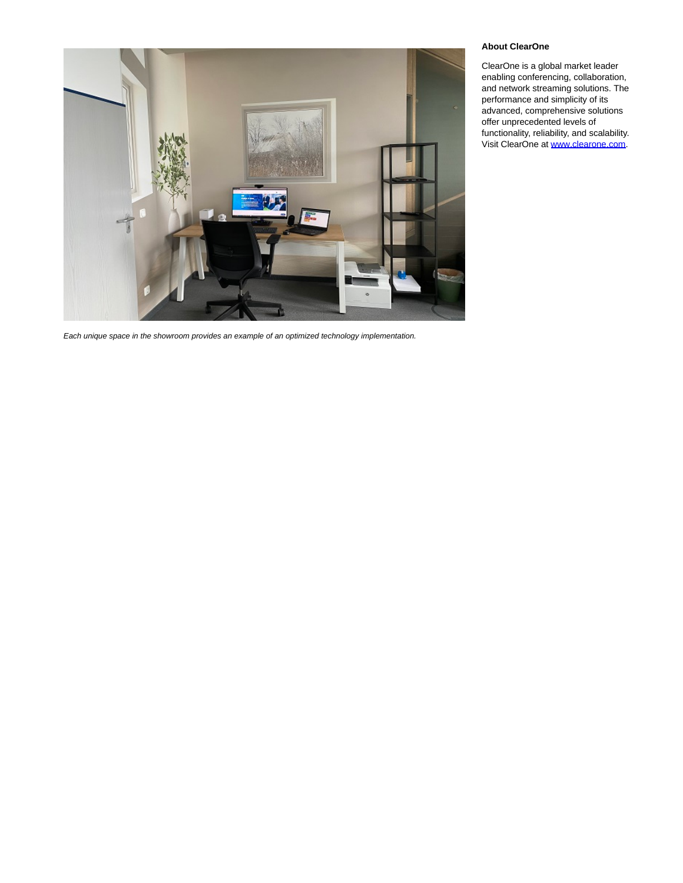*Each unique space in the showroom provides an example of an optimized technology implementation.*

**About ClearOne**

ClearOne is a global market leader enabling conferencing, collaboration, and network streaming solutions. The performance and simplicity of its advanced, comprehensive solutions offer unprecedented levels of functionality, reliability, and scalability. Visit ClearOne at [www.clearone.com](http://www.clearone.com).